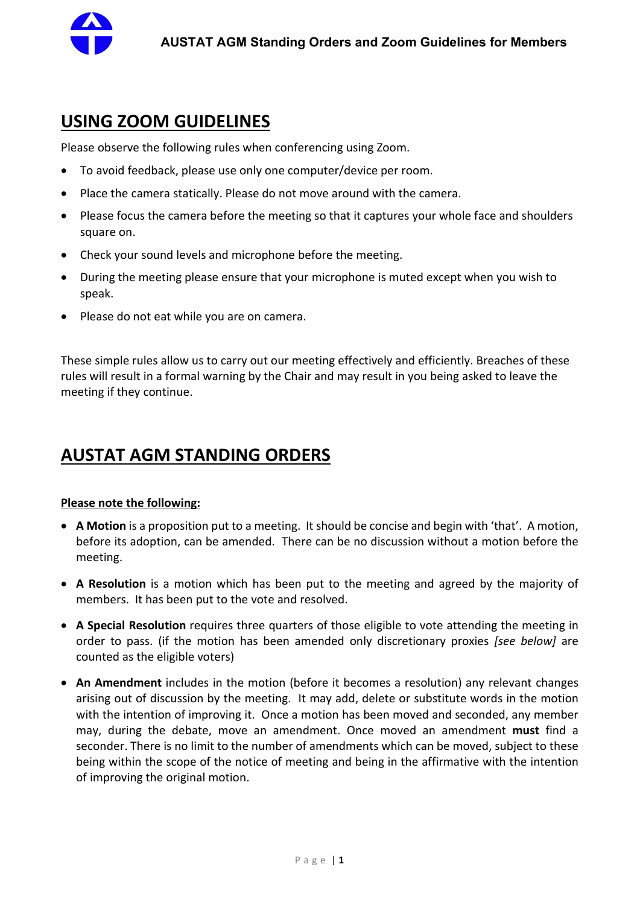# AUSTAT AGM Standing Orders and Zoom Guidelines for Members

## USING ZOOM GUIDELINES

Please observe the following rules when conferencing using Zoom.

- To avoid feedback, please use only one computer/device per room.
- Place the camera statically. Please do not move around with the camera.
- Please focus the camera before the meeting so that it captures your whole face and shoulders square on.
- Check your sound levels and microphone before the meeting.
- During the meeting please ensure that your microphone is muted except when you wish to speak.
- Please do not eat while you are on camera.

These simple rules allow us to carry out our meeting effectively and efficiently. Breaches of these rules will result in a formal warning by the Chair and may result in you being asked to leave the meeting if they continue.

## AUSTAT AGM STANDING ORDERS

**Please note the following:**

- **A Motion** is a proposition put to a meeting. It should be concise and begin with 'that'. A motion, before its adoption, can be amended. There can be no discussion without a motion before the meeting.
- **A Resolution** is a motion which has been put to the meeting and agreed by the majority of members. It has been put to the vote and resolved.
- **A Special Resolution** requires three quarters of those eligible to vote attending the meeting in order to pass. (if the motion has been amended only discretionary proxies *[see below]* are counted as the eligible voters)
- **An Amendment** includes in the motion (before it becomes a resolution) any relevant changes arising out of discussion by the meeting. It may add, delete or substitute words in the motion with the intention of improving it. Once a motion has been moved and seconded, any member may, during the debate, move an amendment. Once moved an amendment **must** find a seconder. There is no limit to the number of amendments which can be moved, subject to these being within the scope of the notice of meeting and being in the affirmative with the intention of improving the original motion.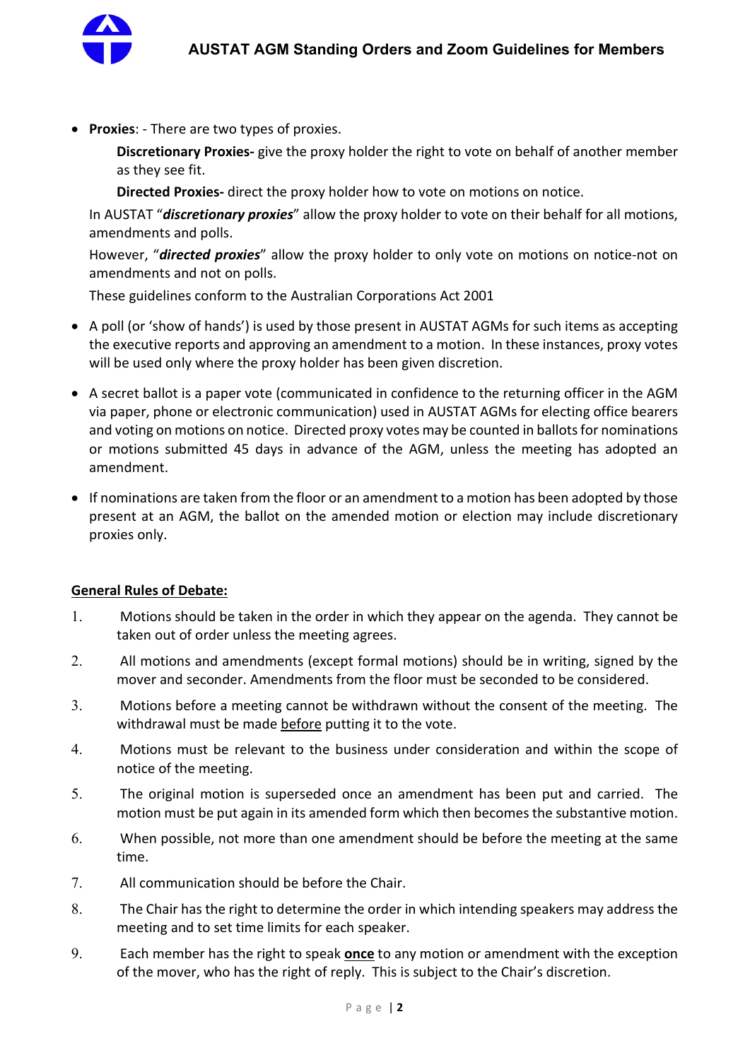- **Proxies**: - There are two types of proxies.

  **Discretionary Proxies-** give the proxy holder the right to vote on behalf of another member as they see fit.

  **Directed Proxies-** direct the proxy holder how to vote on motions on notice.

  In AUSTAT "***discretionary proxies***" allow the proxy holder to vote on their behalf for all motions, amendments and polls.

  However, "***directed proxies***" allow the proxy holder to only vote on motions on notice-not on amendments and not on polls.

  These guidelines conform to the Australian Corporations Act 2001

- A poll (or 'show of hands') is used by those present in AUSTAT AGMs for such items as accepting the executive reports and approving an amendment to a motion. In these instances, proxy votes will be used only where the proxy holder has been given discretion.

- A secret ballot is a paper vote (communicated in confidence to the returning officer in the AGM via paper, phone or electronic communication) used in AUSTAT AGMs for electing office bearers and voting on motions on notice. Directed proxy votes may be counted in ballots for nominations or motions submitted 45 days in advance of the AGM, unless the meeting has adopted an amendment.

- If nominations are taken from the floor or an amendment to a motion has been adopted by those present at an AGM, the ballot on the amended motion or election may include discretionary proxies only.

## General Rules of Debate:

1. Motions should be taken in the order in which they appear on the agenda. They cannot be taken out of order unless the meeting agrees.
2. All motions and amendments (except formal motions) should be in writing, signed by the mover and seconder. Amendments from the floor must be seconded to be considered.
3. Motions before a meeting cannot be withdrawn without the consent of the meeting. The withdrawal must be made <u>before</u> putting it to the vote.
4. Motions must be relevant to the business under consideration and within the scope of notice of the meeting.
5. The original motion is superseded once an amendment has been put and carried. The motion must be put again in its amended form which then becomes the substantive motion.
6. When possible, not more than one amendment should be before the meeting at the same time.
7. All communication should be before the Chair.
8. The Chair has the right to determine the order in which intending speakers may address the meeting and to set time limits for each speaker.
9. Each member has the right to speak **<u>once</u>** to any motion or amendment with the exception of the mover, who has the right of reply. This is subject to the Chair's discretion.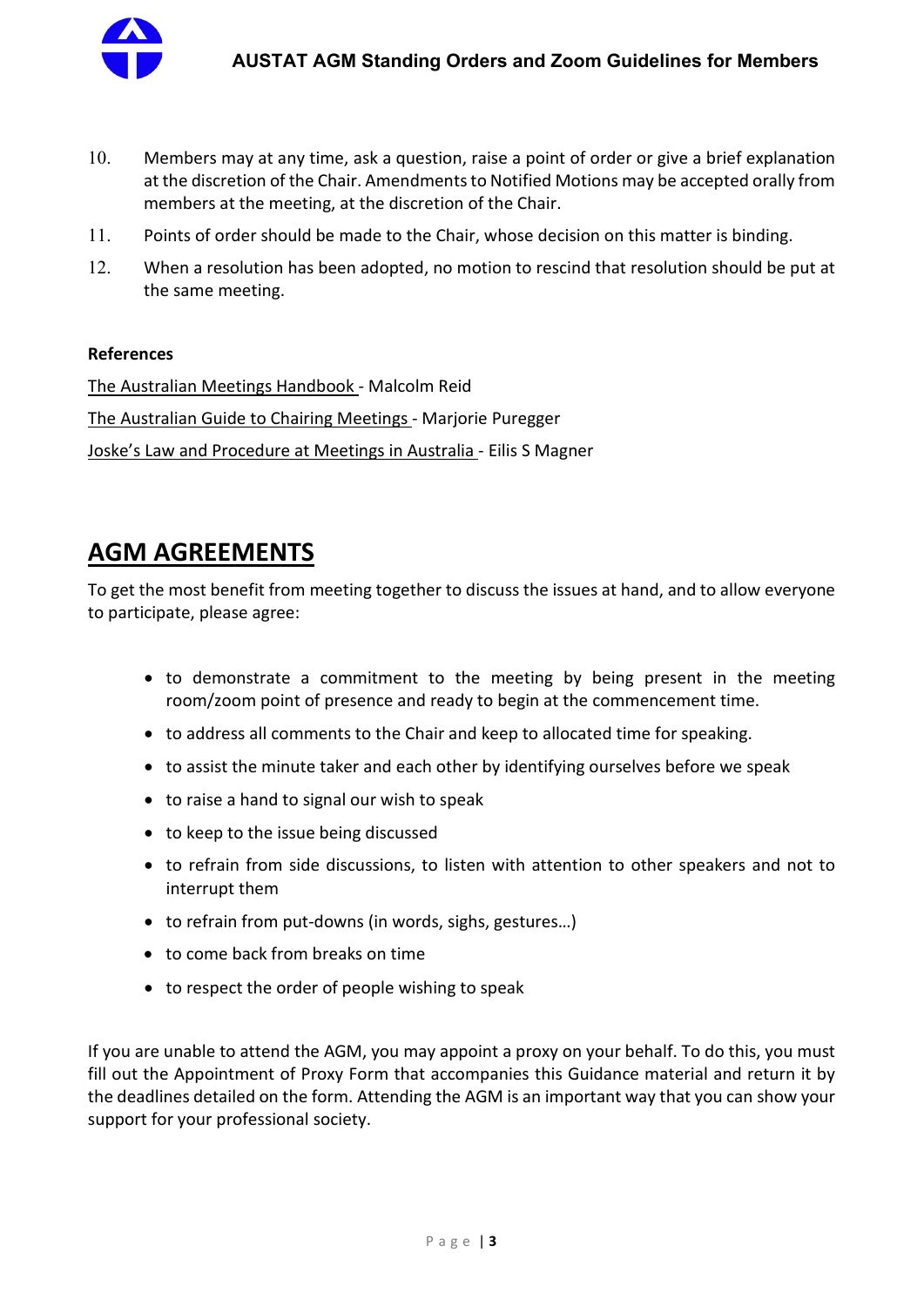10. Members may at any time, ask a question, raise a point of order or give a brief explanation at the discretion of the Chair. Amendments to Notified Motions may be accepted orally from members at the meeting, at the discretion of the Chair.
11. Points of order should be made to the Chair, whose decision on this matter is binding.
12. When a resolution has been adopted, no motion to rescind that resolution should be put at the same meeting.

**References**

The Australian Meetings Handbook - Malcolm Reid

The Australian Guide to Chairing Meetings - Marjorie Puregger

Joske's Law and Procedure at Meetings in Australia - Eilis S Magner

## AGM AGREEMENTS

To get the most benefit from meeting together to discuss the issues at hand, and to allow everyone to participate, please agree:

- to demonstrate a commitment to the meeting by being present in the meeting room/zoom point of presence and ready to begin at the commencement time.
- to address all comments to the Chair and keep to allocated time for speaking.
- to assist the minute taker and each other by identifying ourselves before we speak
- to raise a hand to signal our wish to speak
- to keep to the issue being discussed
- to refrain from side discussions, to listen with attention to other speakers and not to interrupt them
- to refrain from put-downs (in words, sighs, gestures…)
- to come back from breaks on time
- to respect the order of people wishing to speak

If you are unable to attend the AGM, you may appoint a proxy on your behalf. To do this, you must fill out the Appointment of Proxy Form that accompanies this Guidance material and return it by the deadlines detailed on the form. Attending the AGM is an important way that you can show your support for your professional society.